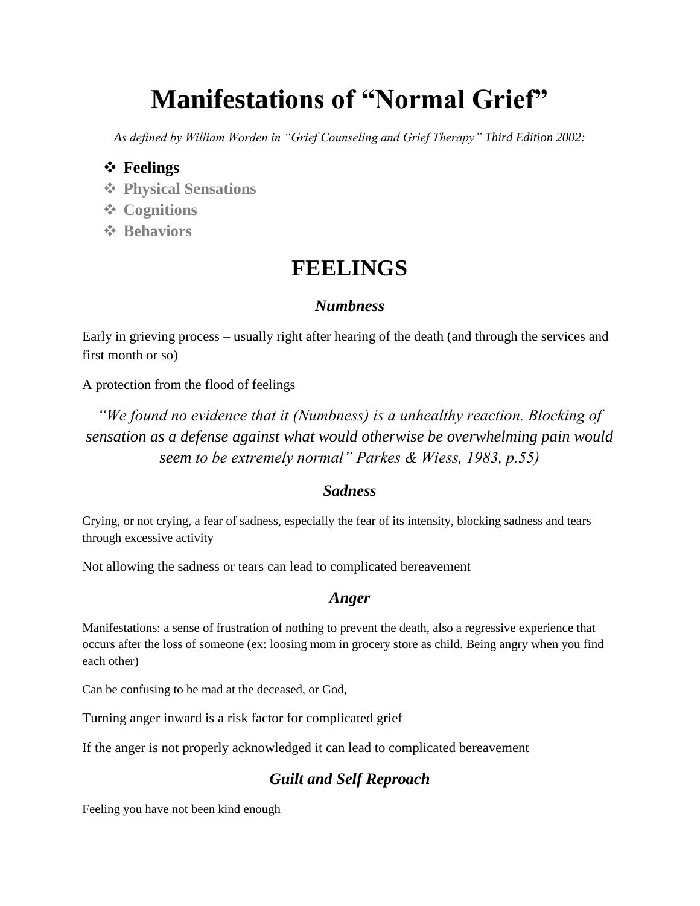# Manifestations of "Normal Grief"

*As defined by William Worden in "Grief Counseling and Grief Therapy" Third Edition 2002:*

- **Feelings**
- **Physical Sensations**
- **Cognitions**
- **Behaviors**

## FEELINGS

### *Numbness*

Early in grieving process – usually right after hearing of the death (and through the services and first month or so)

A protection from the flood of feelings

*"We found no evidence that it (Numbness) is a unhealthy reaction. Blocking of sensation as a defense against what would otherwise be overwhelming pain would seem to be extremely normal" Parkes & Wiess, 1983, p.55)*

### *Sadness*

Crying, or not crying, a fear of sadness, especially the fear of its intensity, blocking sadness and tears through excessive activity

Not allowing the sadness or tears can lead to complicated bereavement

### *Anger*

Manifestations: a sense of frustration of nothing to prevent the death, also a regressive experience that occurs after the loss of someone (ex: loosing mom in grocery store as child. Being angry when you find each other)

Can be confusing to be mad at the deceased, or God,

Turning anger inward is a risk factor for complicated grief

If the anger is not properly acknowledged it can lead to complicated bereavement

### *Guilt and Self Reproach*

Feeling you have not been kind enough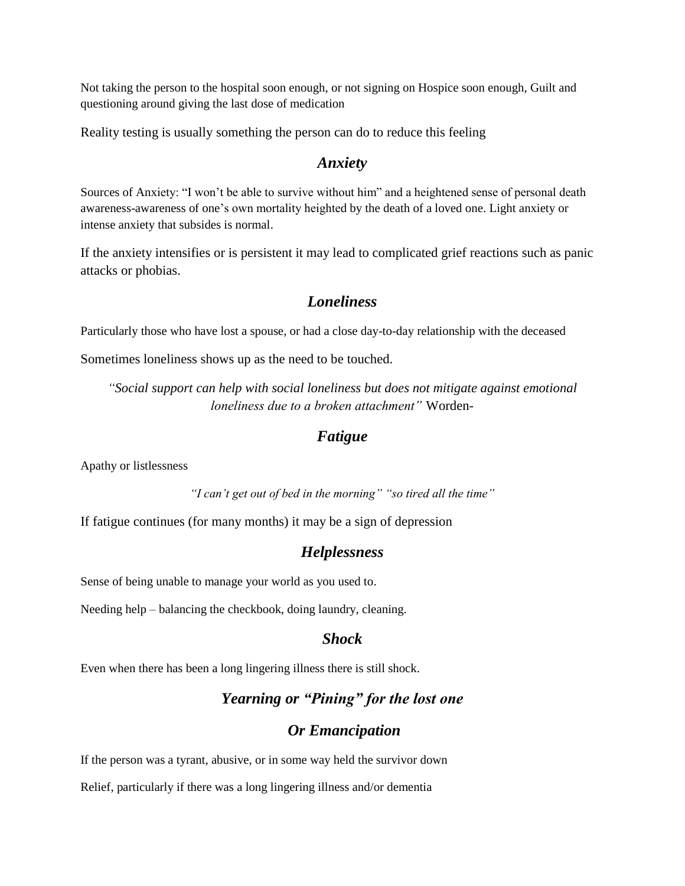Not taking the person to the hospital soon enough, or not signing on Hospice soon enough, Guilt and questioning around giving the last dose of medication

Reality testing is usually something the person can do to reduce this feeling

## ***Anxiety***

Sources of Anxiety: "I won't be able to survive without him" and a heightened sense of personal death awareness-awareness of one's own mortality heighted by the death of a loved one. Light anxiety or intense anxiety that subsides is normal.

If the anxiety intensifies or is persistent it may lead to complicated grief reactions such as panic attacks or phobias.

## ***Loneliness***

Particularly those who have lost a spouse, or had a close day-to-day relationship with the deceased

Sometimes loneliness shows up as the need to be touched.

*"Social support can help with social loneliness but does not mitigate against emotional loneliness due to a broken attachment"* Worden-

## ***Fatigue***

Apathy or listlessness

*"I can't get out of bed in the morning" "so tired all the time"*

If fatigue continues (for many months) it may be a sign of depression

## ***Helplessness***

Sense of being unable to manage your world as you used to.

Needing help – balancing the checkbook, doing laundry, cleaning.

## ***Shock***

Even when there has been a long lingering illness there is still shock.

## ***Yearning or "Pining" for the lost one***

## ***Or Emancipation***

If the person was a tyrant, abusive, or in some way held the survivor down

Relief, particularly if there was a long lingering illness and/or dementia